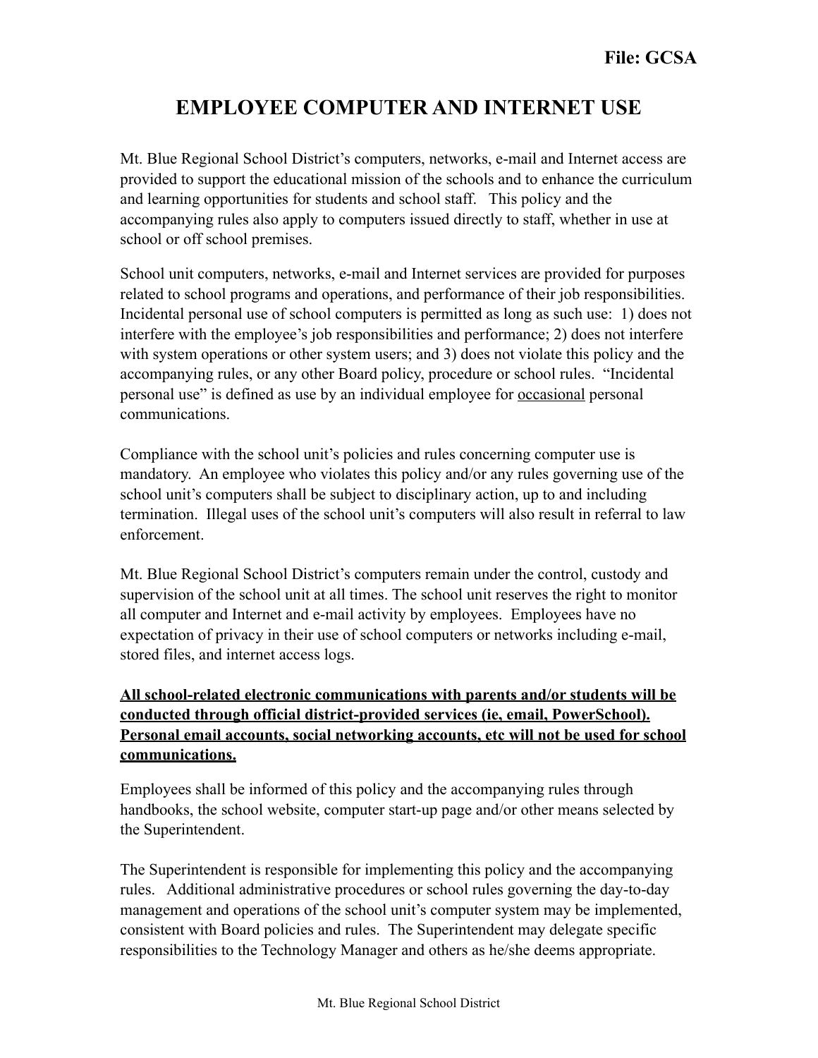File: GCSA

# EMPLOYEE COMPUTER AND INTERNET USE

Mt. Blue Regional School District's computers, networks, e-mail and Internet access are provided to support the educational mission of the schools and to enhance the curriculum and learning opportunities for students and school staff. This policy and the accompanying rules also apply to computers issued directly to staff, whether in use at school or off school premises.

School unit computers, networks, e-mail and Internet services are provided for purposes related to school programs and operations, and performance of their job responsibilities. Incidental personal use of school computers is permitted as long as such use: 1) does not interfere with the employee's job responsibilities and performance; 2) does not interfere with system operations or other system users; and 3) does not violate this policy and the accompanying rules, or any other Board policy, procedure or school rules. "Incidental personal use" is defined as use by an individual employee for <u>occasional</u> personal communications.

Compliance with the school unit's policies and rules concerning computer use is mandatory. An employee who violates this policy and/or any rules governing use of the school unit's computers shall be subject to disciplinary action, up to and including termination. Illegal uses of the school unit's computers will also result in referral to law enforcement.

Mt. Blue Regional School District's computers remain under the control, custody and supervision of the school unit at all times. The school unit reserves the right to monitor all computer and Internet and e-mail activity by employees. Employees have no expectation of privacy in their use of school computers or networks including e-mail, stored files, and internet access logs.

<u>**All school-related electronic communications with parents and/or students will be conducted through official district-provided services (ie, email, PowerSchool). Personal email accounts, social networking accounts, etc will not be used for school communications.**</u>

Employees shall be informed of this policy and the accompanying rules through handbooks, the school website, computer start-up page and/or other means selected by the Superintendent.

The Superintendent is responsible for implementing this policy and the accompanying rules. Additional administrative procedures or school rules governing the day-to-day management and operations of the school unit's computer system may be implemented, consistent with Board policies and rules. The Superintendent may delegate specific responsibilities to the Technology Manager and others as he/she deems appropriate.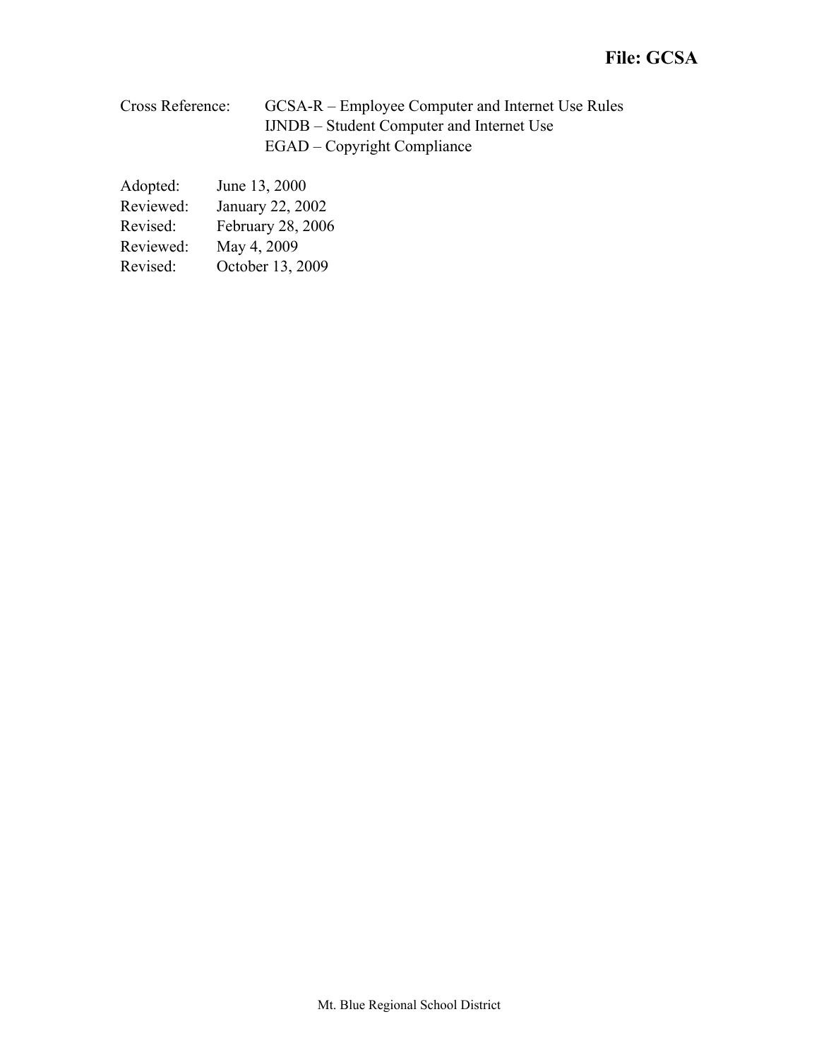Cross Reference: GCSA-R – Employee Computer and Internet Use Rules
IJNDB – Student Computer and Internet Use
EGAD – Copyright Compliance

Adopted: June 13, 2000
Reviewed: January 22, 2002
Revised: February 28, 2006
Reviewed: May 4, 2009
Revised: October 13, 2009